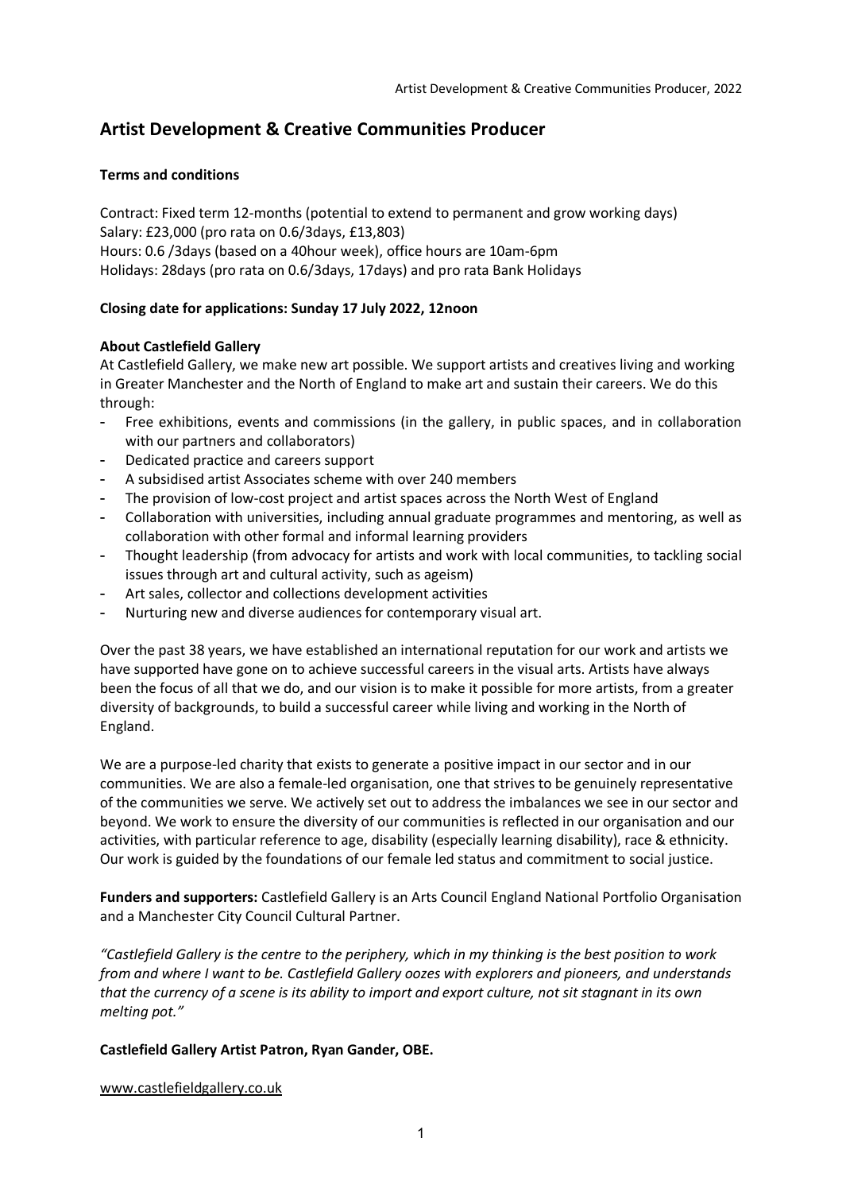# Artist Development & Creative Communities Producer

**Terms and conditions**

Contract: Fixed term 12-months (potential to extend to permanent and grow working days)
Salary: £23,000 (pro rata on 0.6/3days, £13,803)
Hours: 0.6 /3days (based on a 40hour week), office hours are 10am-6pm
Holidays: 28days (pro rata on 0.6/3days, 17days) and pro rata Bank Holidays

**Closing date for applications: Sunday 17 July 2022, 12noon**

**About Castlefield Gallery**

At Castlefield Gallery, we make new art possible. We support artists and creatives living and working in Greater Manchester and the North of England to make art and sustain their careers. We do this through:

- Free exhibitions, events and commissions (in the gallery, in public spaces, and in collaboration with our partners and collaborators)
- Dedicated practice and careers support
- A subsidised artist Associates scheme with over 240 members
- The provision of low-cost project and artist spaces across the North West of England
- Collaboration with universities, including annual graduate programmes and mentoring, as well as collaboration with other formal and informal learning providers
- Thought leadership (from advocacy for artists and work with local communities, to tackling social issues through art and cultural activity, such as ageism)
- Art sales, collector and collections development activities
- Nurturing new and diverse audiences for contemporary visual art.

Over the past 38 years, we have established an international reputation for our work and artists we have supported have gone on to achieve successful careers in the visual arts. Artists have always been the focus of all that we do, and our vision is to make it possible for more artists, from a greater diversity of backgrounds, to build a successful career while living and working in the North of England.

We are a purpose-led charity that exists to generate a positive impact in our sector and in our communities. We are also a female-led organisation, one that strives to be genuinely representative of the communities we serve. We actively set out to address the imbalances we see in our sector and beyond. We work to ensure the diversity of our communities is reflected in our organisation and our activities, with particular reference to age, disability (especially learning disability), race & ethnicity. Our work is guided by the foundations of our female led status and commitment to social justice.

**Funders and supporters:** Castlefield Gallery is an Arts Council England National Portfolio Organisation and a Manchester City Council Cultural Partner.

*"Castlefield Gallery is the centre to the periphery, which in my thinking is the best position to work from and where I want to be. Castlefield Gallery oozes with explorers and pioneers, and understands that the currency of a scene is its ability to import and export culture, not sit stagnant in its own melting pot."*

**Castlefield Gallery Artist Patron, Ryan Gander, OBE.**

www.castlefieldgallery.co.uk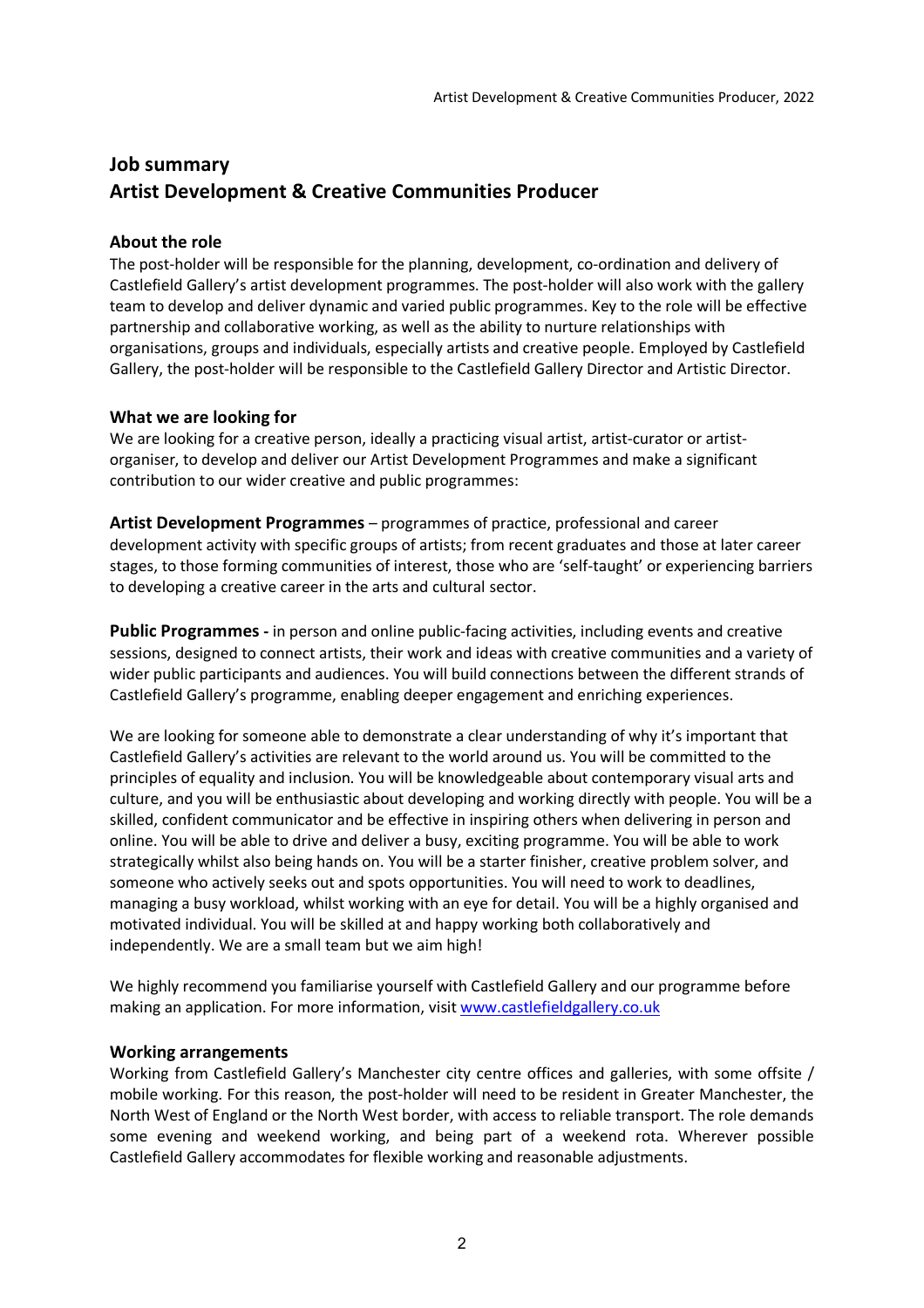# Job summary
# Artist Development & Creative Communities Producer

## About the role

The post-holder will be responsible for the planning, development, co-ordination and delivery of Castlefield Gallery's artist development programmes. The post-holder will also work with the gallery team to develop and deliver dynamic and varied public programmes. Key to the role will be effective partnership and collaborative working, as well as the ability to nurture relationships with organisations, groups and individuals, especially artists and creative people. Employed by Castlefield Gallery, the post-holder will be responsible to the Castlefield Gallery Director and Artistic Director.

## What we are looking for

We are looking for a creative person, ideally a practicing visual artist, artist-curator or artist-organiser, to develop and deliver our Artist Development Programmes and make a significant contribution to our wider creative and public programmes:

**Artist Development Programmes** – programmes of practice, professional and career development activity with specific groups of artists; from recent graduates and those at later career stages, to those forming communities of interest, those who are 'self-taught' or experiencing barriers to developing a creative career in the arts and cultural sector.

**Public Programmes -** in person and online public-facing activities, including events and creative sessions, designed to connect artists, their work and ideas with creative communities and a variety of wider public participants and audiences. You will build connections between the different strands of Castlefield Gallery's programme, enabling deeper engagement and enriching experiences.

We are looking for someone able to demonstrate a clear understanding of why it's important that Castlefield Gallery's activities are relevant to the world around us. You will be committed to the principles of equality and inclusion. You will be knowledgeable about contemporary visual arts and culture, and you will be enthusiastic about developing and working directly with people. You will be a skilled, confident communicator and be effective in inspiring others when delivering in person and online. You will be able to drive and deliver a busy, exciting programme. You will be able to work strategically whilst also being hands on. You will be a starter finisher, creative problem solver, and someone who actively seeks out and spots opportunities. You will need to work to deadlines, managing a busy workload, whilst working with an eye for detail. You will be a highly organised and motivated individual. You will be skilled at and happy working both collaboratively and independently. We are a small team but we aim high!

We highly recommend you familiarise yourself with Castlefield Gallery and our programme before making an application. For more information, visit [www.castlefieldgallery.co.uk](http://www.castlefieldgallery.co.uk)

## Working arrangements

Working from Castlefield Gallery's Manchester city centre offices and galleries, with some offsite / mobile working. For this reason, the post-holder will need to be resident in Greater Manchester, the North West of England or the North West border, with access to reliable transport. The role demands some evening and weekend working, and being part of a weekend rota. Wherever possible Castlefield Gallery accommodates for flexible working and reasonable adjustments.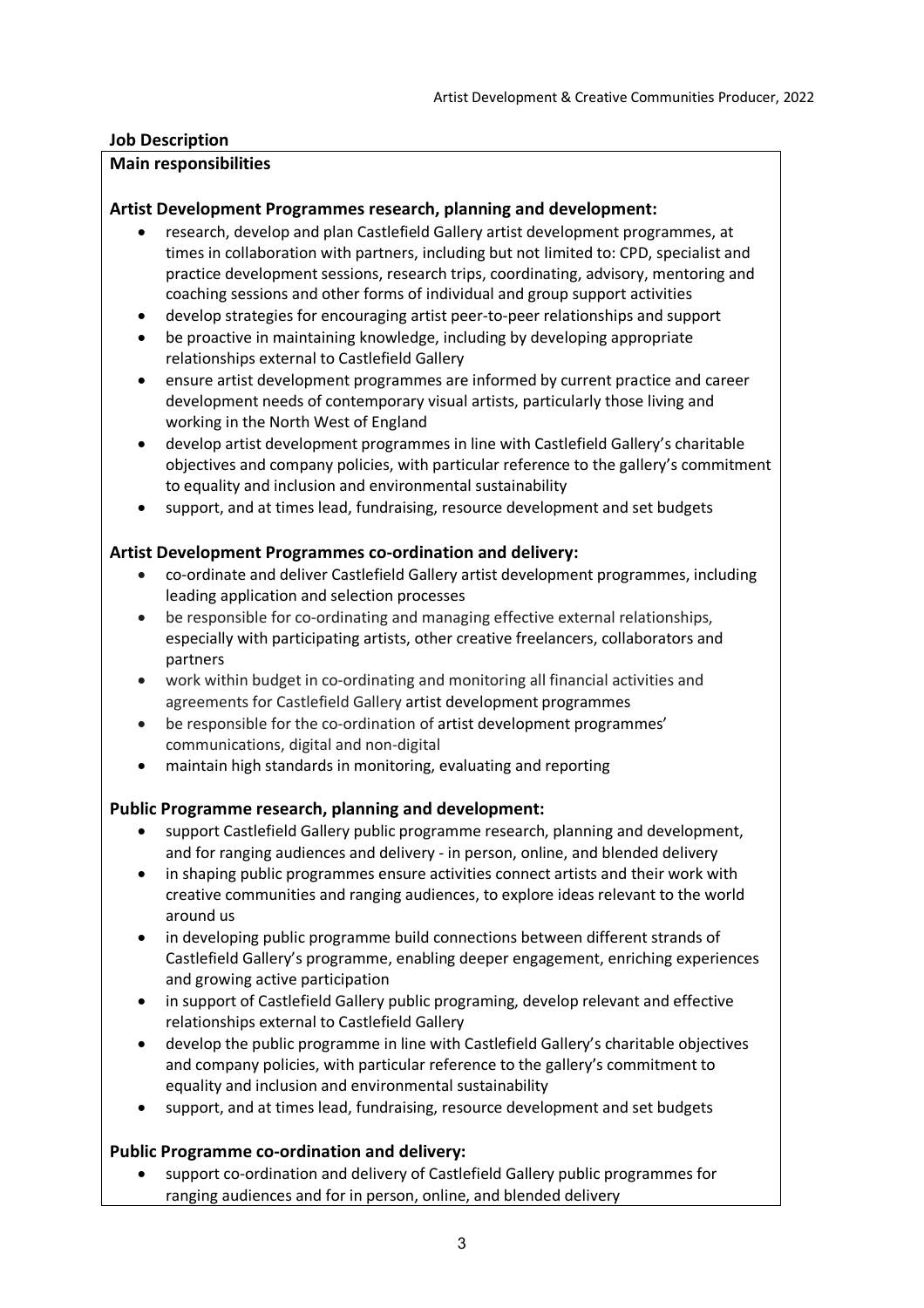## Job Description

### Main responsibilities

**Artist Development Programmes research, planning and development:**

- research, develop and plan Castlefield Gallery artist development programmes, at times in collaboration with partners, including but not limited to: CPD, specialist and practice development sessions, research trips, coordinating, advisory, mentoring and coaching sessions and other forms of individual and group support activities
- develop strategies for encouraging artist peer-to-peer relationships and support
- be proactive in maintaining knowledge, including by developing appropriate relationships external to Castlefield Gallery
- ensure artist development programmes are informed by current practice and career development needs of contemporary visual artists, particularly those living and working in the North West of England
- develop artist development programmes in line with Castlefield Gallery's charitable objectives and company policies, with particular reference to the gallery's commitment to equality and inclusion and environmental sustainability
- support, and at times lead, fundraising, resource development and set budgets

**Artist Development Programmes co-ordination and delivery:**

- co-ordinate and deliver Castlefield Gallery artist development programmes, including leading application and selection processes
- be responsible for co-ordinating and managing effective external relationships, especially with participating artists, other creative freelancers, collaborators and partners
- work within budget in co-ordinating and monitoring all financial activities and agreements for Castlefield Gallery artist development programmes
- be responsible for the co-ordination of artist development programmes' communications, digital and non-digital
- maintain high standards in monitoring, evaluating and reporting

**Public Programme research, planning and development:**

- support Castlefield Gallery public programme research, planning and development, and for ranging audiences and delivery - in person, online, and blended delivery
- in shaping public programmes ensure activities connect artists and their work with creative communities and ranging audiences, to explore ideas relevant to the world around us
- in developing public programme build connections between different strands of Castlefield Gallery's programme, enabling deeper engagement, enriching experiences and growing active participation
- in support of Castlefield Gallery public programing, develop relevant and effective relationships external to Castlefield Gallery
- develop the public programme in line with Castlefield Gallery's charitable objectives and company policies, with particular reference to the gallery's commitment to equality and inclusion and environmental sustainability
- support, and at times lead, fundraising, resource development and set budgets

**Public Programme co-ordination and delivery:**

- support co-ordination and delivery of Castlefield Gallery public programmes for ranging audiences and for in person, online, and blended delivery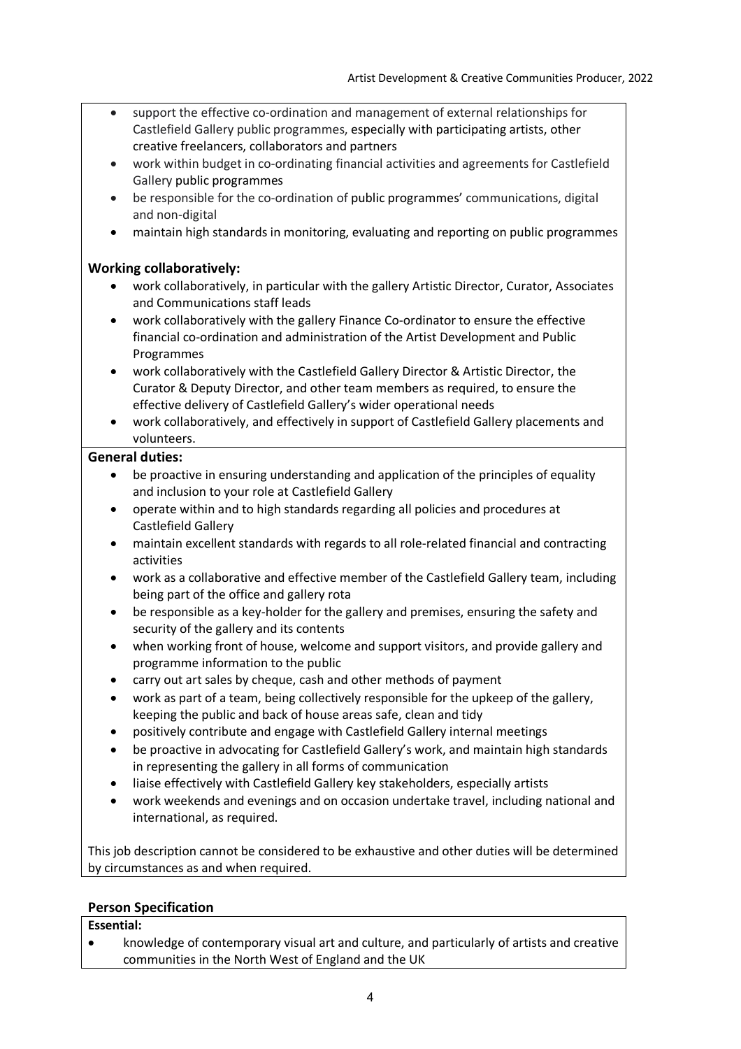- support the effective co-ordination and management of external relationships for Castlefield Gallery public programmes, especially with participating artists, other creative freelancers, collaborators and partners
- work within budget in co-ordinating financial activities and agreements for Castlefield Gallery public programmes
- be responsible for the co-ordination of public programmes' communications, digital and non-digital
- maintain high standards in monitoring, evaluating and reporting on public programmes

### Working collaboratively:

- work collaboratively, in particular with the gallery Artistic Director, Curator, Associates and Communications staff leads
- work collaboratively with the gallery Finance Co-ordinator to ensure the effective financial co-ordination and administration of the Artist Development and Public Programmes
- work collaboratively with the Castlefield Gallery Director & Artistic Director, the Curator & Deputy Director, and other team members as required, to ensure the effective delivery of Castlefield Gallery's wider operational needs
- work collaboratively, and effectively in support of Castlefield Gallery placements and volunteers.

### General duties:

- be proactive in ensuring understanding and application of the principles of equality and inclusion to your role at Castlefield Gallery
- operate within and to high standards regarding all policies and procedures at Castlefield Gallery
- maintain excellent standards with regards to all role-related financial and contracting activities
- work as a collaborative and effective member of the Castlefield Gallery team, including being part of the office and gallery rota
- be responsible as a key-holder for the gallery and premises, ensuring the safety and security of the gallery and its contents
- when working front of house, welcome and support visitors, and provide gallery and programme information to the public
- carry out art sales by cheque, cash and other methods of payment
- work as part of a team, being collectively responsible for the upkeep of the gallery, keeping the public and back of house areas safe, clean and tidy
- positively contribute and engage with Castlefield Gallery internal meetings
- be proactive in advocating for Castlefield Gallery's work, and maintain high standards in representing the gallery in all forms of communication
- liaise effectively with Castlefield Gallery key stakeholders, especially artists
- work weekends and evenings and on occasion undertake travel, including national and international, as required.

This job description cannot be considered to be exhaustive and other duties will be determined by circumstances as and when required.

## Person Specification

**Essential:**

- knowledge of contemporary visual art and culture, and particularly of artists and creative communities in the North West of England and the UK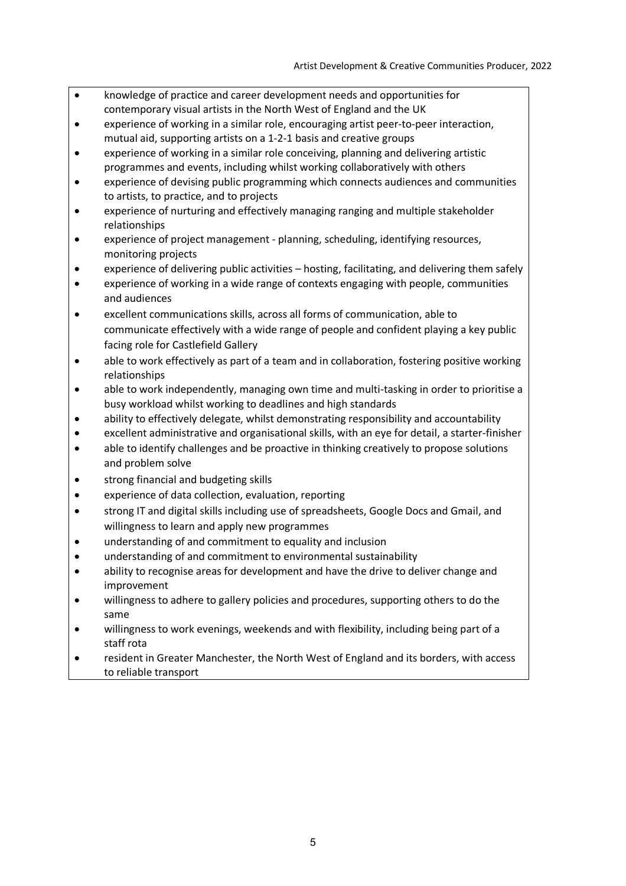- knowledge of practice and career development needs and opportunities for contemporary visual artists in the North West of England and the UK
- experience of working in a similar role, encouraging artist peer-to-peer interaction, mutual aid, supporting artists on a 1-2-1 basis and creative groups
- experience of working in a similar role conceiving, planning and delivering artistic programmes and events, including whilst working collaboratively with others
- experience of devising public programming which connects audiences and communities to artists, to practice, and to projects
- experience of nurturing and effectively managing ranging and multiple stakeholder relationships
- experience of project management - planning, scheduling, identifying resources, monitoring projects
- experience of delivering public activities – hosting, facilitating, and delivering them safely
- experience of working in a wide range of contexts engaging with people, communities and audiences
- excellent communications skills, across all forms of communication, able to communicate effectively with a wide range of people and confident playing a key public facing role for Castlefield Gallery
- able to work effectively as part of a team and in collaboration, fostering positive working relationships
- able to work independently, managing own time and multi-tasking in order to prioritise a busy workload whilst working to deadlines and high standards
- ability to effectively delegate, whilst demonstrating responsibility and accountability
- excellent administrative and organisational skills, with an eye for detail, a starter-finisher
- able to identify challenges and be proactive in thinking creatively to propose solutions and problem solve
- strong financial and budgeting skills
- experience of data collection, evaluation, reporting
- strong IT and digital skills including use of spreadsheets, Google Docs and Gmail, and willingness to learn and apply new programmes
- understanding of and commitment to equality and inclusion
- understanding of and commitment to environmental sustainability
- ability to recognise areas for development and have the drive to deliver change and improvement
- willingness to adhere to gallery policies and procedures, supporting others to do the same
- willingness to work evenings, weekends and with flexibility, including being part of a staff rota
- resident in Greater Manchester, the North West of England and its borders, with access to reliable transport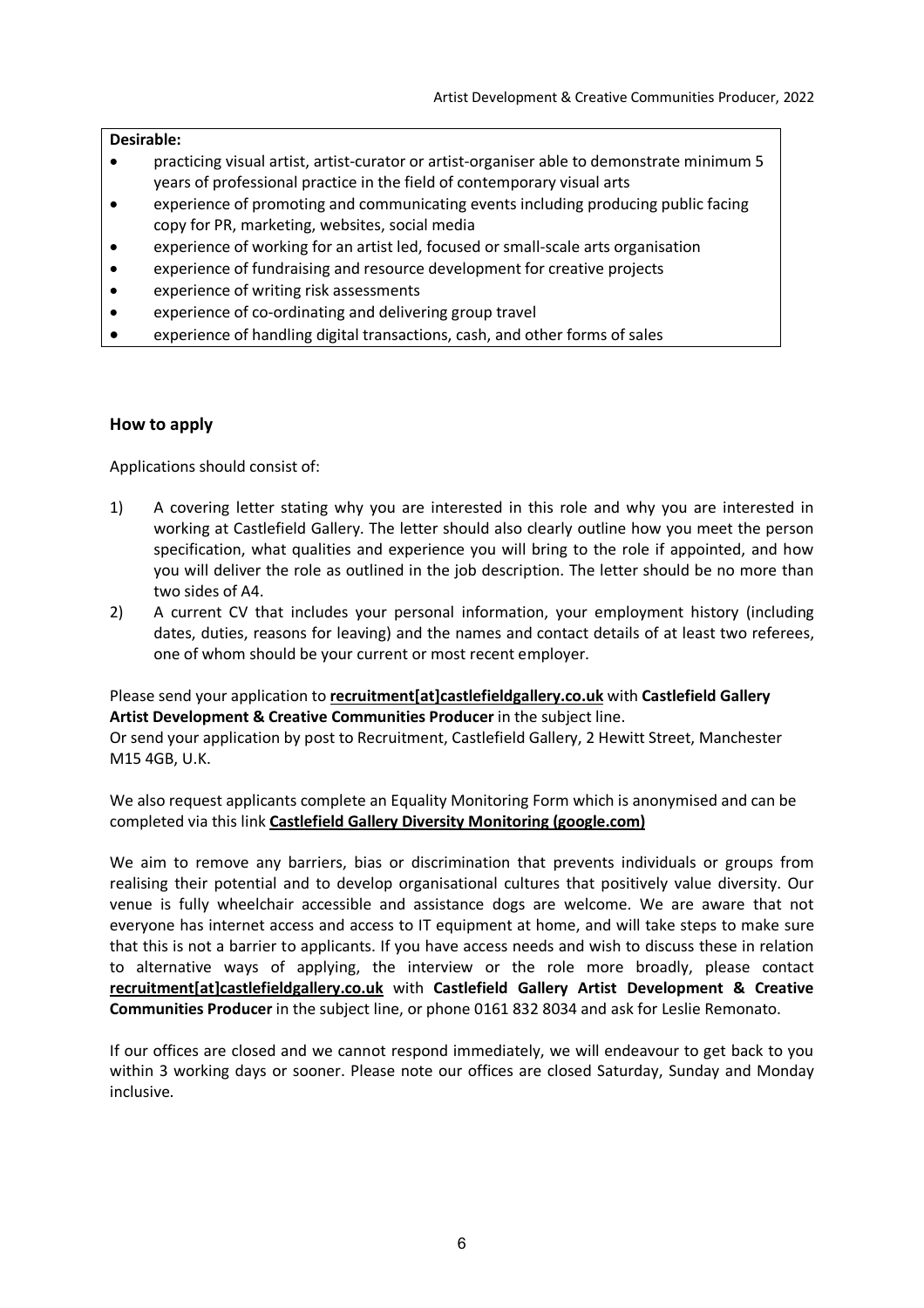**Desirable:**

- practicing visual artist, artist-curator or artist-organiser able to demonstrate minimum 5 years of professional practice in the field of contemporary visual arts
- experience of promoting and communicating events including producing public facing copy for PR, marketing, websites, social media
- experience of working for an artist led, focused or small-scale arts organisation
- experience of fundraising and resource development for creative projects
- experience of writing risk assessments
- experience of co-ordinating and delivering group travel
- experience of handling digital transactions, cash, and other forms of sales

## How to apply

Applications should consist of:

1) A covering letter stating why you are interested in this role and why you are interested in working at Castlefield Gallery. The letter should also clearly outline how you meet the person specification, what qualities and experience you will bring to the role if appointed, and how you will deliver the role as outlined in the job description. The letter should be no more than two sides of A4.
2) A current CV that includes your personal information, your employment history (including dates, duties, reasons for leaving) and the names and contact details of at least two referees, one of whom should be your current or most recent employer.

Please send your application to **recruitment[at]castlefieldgallery.co.uk** with **Castlefield Gallery Artist Development & Creative Communities Producer** in the subject line.
Or send your application by post to Recruitment, Castlefield Gallery, 2 Hewitt Street, Manchester M15 4GB, U.K.

We also request applicants complete an Equality Monitoring Form which is anonymised and can be completed via this link **Castlefield Gallery Diversity Monitoring (google.com)**

We aim to remove any barriers, bias or discrimination that prevents individuals or groups from realising their potential and to develop organisational cultures that positively value diversity. Our venue is fully wheelchair accessible and assistance dogs are welcome. We are aware that not everyone has internet access and access to IT equipment at home, and will take steps to make sure that this is not a barrier to applicants. If you have access needs and wish to discuss these in relation to alternative ways of applying, the interview or the role more broadly, please contact **recruitment[at]castlefieldgallery.co.uk** with **Castlefield Gallery Artist Development & Creative Communities Producer** in the subject line, or phone 0161 832 8034 and ask for Leslie Remonato.

If our offices are closed and we cannot respond immediately, we will endeavour to get back to you within 3 working days or sooner. Please note our offices are closed Saturday, Sunday and Monday inclusive.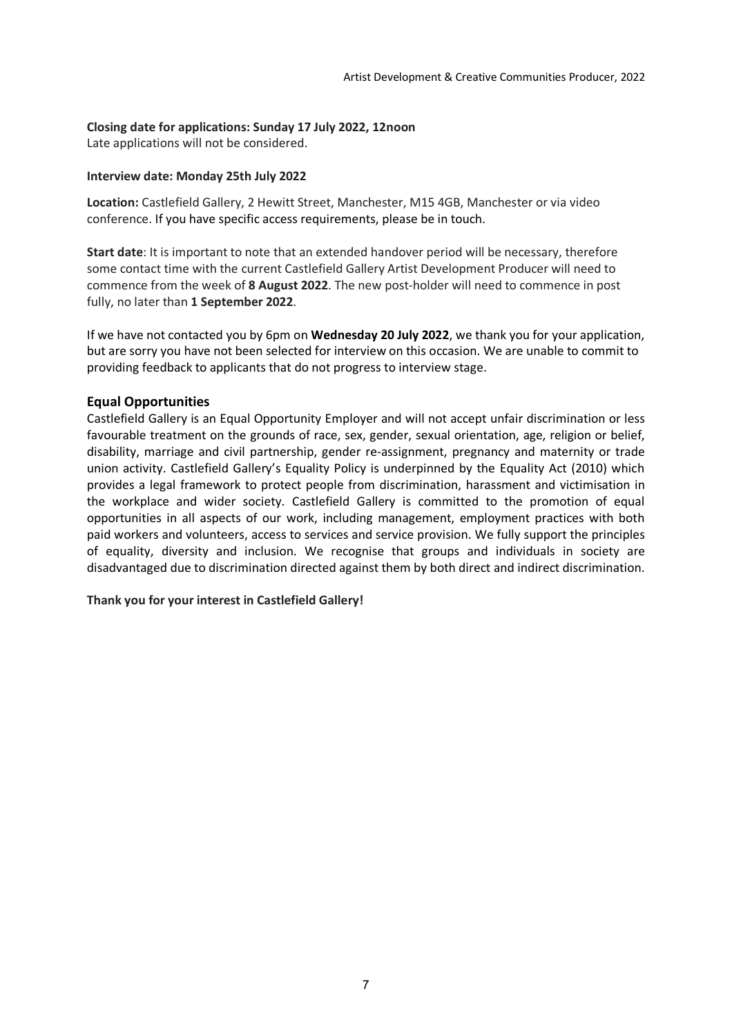**Closing date for applications: Sunday 17 July 2022, 12noon**
Late applications will not be considered.

**Interview date: Monday 25th July 2022**

**Location:** Castlefield Gallery, 2 Hewitt Street, Manchester, M15 4GB, Manchester or via video conference. If you have specific access requirements, please be in touch.

**Start date**: It is important to note that an extended handover period will be necessary, therefore some contact time with the current Castlefield Gallery Artist Development Producer will need to commence from the week of **8 August 2022**. The new post-holder will need to commence in post fully, no later than **1 September 2022**.

If we have not contacted you by 6pm on **Wednesday 20 July 2022**, we thank you for your application, but are sorry you have not been selected for interview on this occasion. We are unable to commit to providing feedback to applicants that do not progress to interview stage.

## Equal Opportunities

Castlefield Gallery is an Equal Opportunity Employer and will not accept unfair discrimination or less favourable treatment on the grounds of race, sex, gender, sexual orientation, age, religion or belief, disability, marriage and civil partnership, gender re-assignment, pregnancy and maternity or trade union activity. Castlefield Gallery's Equality Policy is underpinned by the Equality Act (2010) which provides a legal framework to protect people from discrimination, harassment and victimisation in the workplace and wider society. Castlefield Gallery is committed to the promotion of equal opportunities in all aspects of our work, including management, employment practices with both paid workers and volunteers, access to services and service provision. We fully support the principles of equality, diversity and inclusion. We recognise that groups and individuals in society are disadvantaged due to discrimination directed against them by both direct and indirect discrimination.

**Thank you for your interest in Castlefield Gallery!**